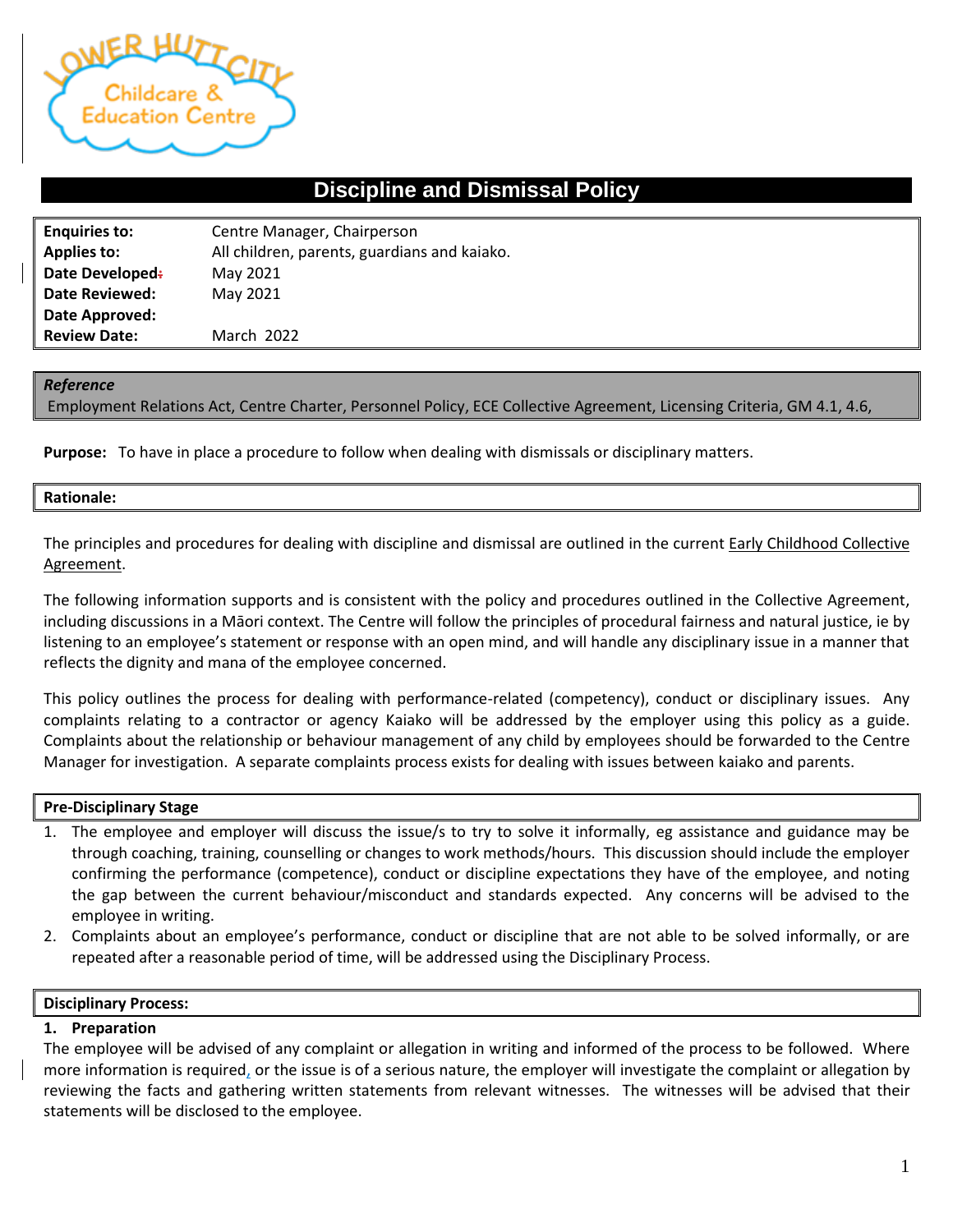# Discipline and Dismissal Policy

| | |
|---|---|
| **Enquiries to:** | Centre Manager, Chairperson |
| **Applies to:** | All children, parents, guardians and kaiako. |
| **Date Developed:** | May 2021 |
| **Date Reviewed:** | May 2021 |
| **Date Approved:** | |
| **Review Date:** | March 2022 |

***Reference***

Employment Relations Act, Centre Charter, Personnel Policy, ECE Collective Agreement, Licensing Criteria, GM 4.1, 4.6,

**Purpose:** To have in place a procedure to follow when dealing with dismissals or disciplinary matters.

## Rationale:

The principles and procedures for dealing with discipline and dismissal are outlined in the current Early Childhood Collective Agreement.

The following information supports and is consistent with the policy and procedures outlined in the Collective Agreement, including discussions in a Māori context. The Centre will follow the principles of procedural fairness and natural justice, ie by listening to an employee's statement or response with an open mind, and will handle any disciplinary issue in a manner that reflects the dignity and mana of the employee concerned.

This policy outlines the process for dealing with performance-related (competency), conduct or disciplinary issues. Any complaints relating to a contractor or agency Kaiako will be addressed by the employer using this policy as a guide. Complaints about the relationship or behaviour management of any child by employees should be forwarded to the Centre Manager for investigation. A separate complaints process exists for dealing with issues between kaiako and parents.

## Pre-Disciplinary Stage

1. The employee and employer will discuss the issue/s to try to solve it informally, eg assistance and guidance may be through coaching, training, counselling or changes to work methods/hours. This discussion should include the employer confirming the performance (competence), conduct or discipline expectations they have of the employee, and noting the gap between the current behaviour/misconduct and standards expected. Any concerns will be advised to the employee in writing.
2. Complaints about an employee's performance, conduct or discipline that are not able to be solved informally, or are repeated after a reasonable period of time, will be addressed using the Disciplinary Process.

## Disciplinary Process:

**1. Preparation**

The employee will be advised of any complaint or allegation in writing and informed of the process to be followed. Where more information is required, or the issue is of a serious nature, the employer will investigate the complaint or allegation by reviewing the facts and gathering written statements from relevant witnesses. The witnesses will be advised that their statements will be disclosed to the employee.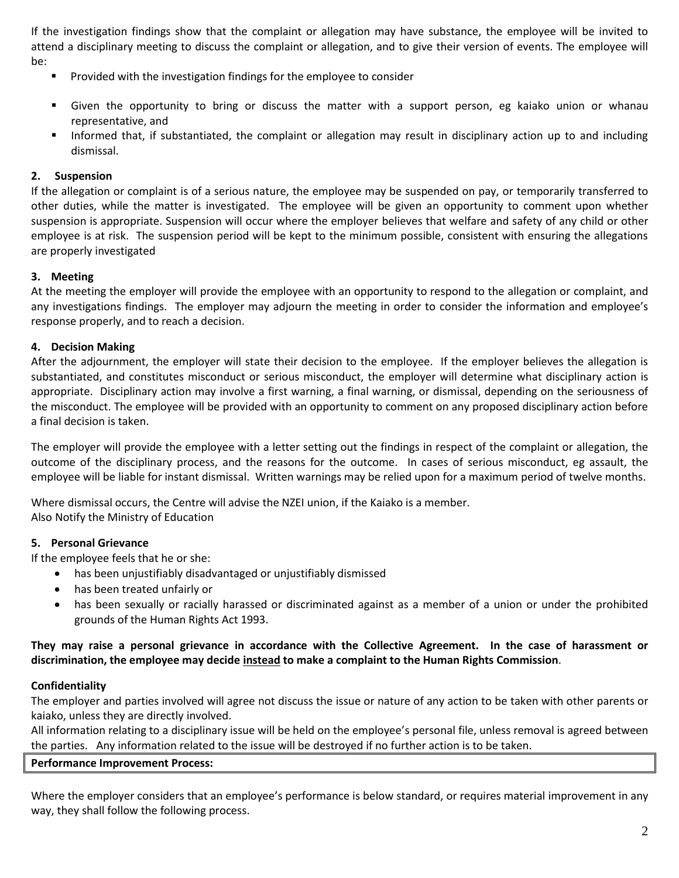If the investigation findings show that the complaint or allegation may have substance, the employee will be invited to attend a disciplinary meeting to discuss the complaint or allegation, and to give their version of events. The employee will be:

- Provided with the investigation findings for the employee to consider
- Given the opportunity to bring or discuss the matter with a support person, eg kaiako union or whanau representative, and
- Informed that, if substantiated, the complaint or allegation may result in disciplinary action up to and including dismissal.

### 2. Suspension

If the allegation or complaint is of a serious nature, the employee may be suspended on pay, or temporarily transferred to other duties, while the matter is investigated. The employee will be given an opportunity to comment upon whether suspension is appropriate. Suspension will occur where the employer believes that welfare and safety of any child or other employee is at risk. The suspension period will be kept to the minimum possible, consistent with ensuring the allegations are properly investigated

### 3. Meeting

At the meeting the employer will provide the employee with an opportunity to respond to the allegation or complaint, and any investigations findings. The employer may adjourn the meeting in order to consider the information and employee's response properly, and to reach a decision.

### 4. Decision Making

After the adjournment, the employer will state their decision to the employee. If the employer believes the allegation is substantiated, and constitutes misconduct or serious misconduct, the employer will determine what disciplinary action is appropriate. Disciplinary action may involve a first warning, a final warning, or dismissal, depending on the seriousness of the misconduct. The employee will be provided with an opportunity to comment on any proposed disciplinary action before a final decision is taken.

The employer will provide the employee with a letter setting out the findings in respect of the complaint or allegation, the outcome of the disciplinary process, and the reasons for the outcome. In cases of serious misconduct, eg assault, the employee will be liable for instant dismissal. Written warnings may be relied upon for a maximum period of twelve months.

Where dismissal occurs, the Centre will advise the NZEI union, if the Kaiako is a member.
Also Notify the Ministry of Education

### 5. Personal Grievance

If the employee feels that he or she:

- has been unjustifiably disadvantaged or unjustifiably dismissed
- has been treated unfairly or
- has been sexually or racially harassed or discriminated against as a member of a union or under the prohibited grounds of the Human Rights Act 1993.

**They may raise a personal grievance in accordance with the Collective Agreement. In the case of harassment or discrimination, the employee may decide <u>instead</u> to make a complaint to the Human Rights Commission**.

### Confidentiality

The employer and parties involved will agree not discuss the issue or nature of any action to be taken with other parents or kaiako, unless they are directly involved.
All information relating to a disciplinary issue will be held on the employee's personal file, unless removal is agreed between the parties. Any information related to the issue will be destroyed if no further action is to be taken.

## Performance Improvement Process:

Where the employer considers that an employee's performance is below standard, or requires material improvement in any way, they shall follow the following process.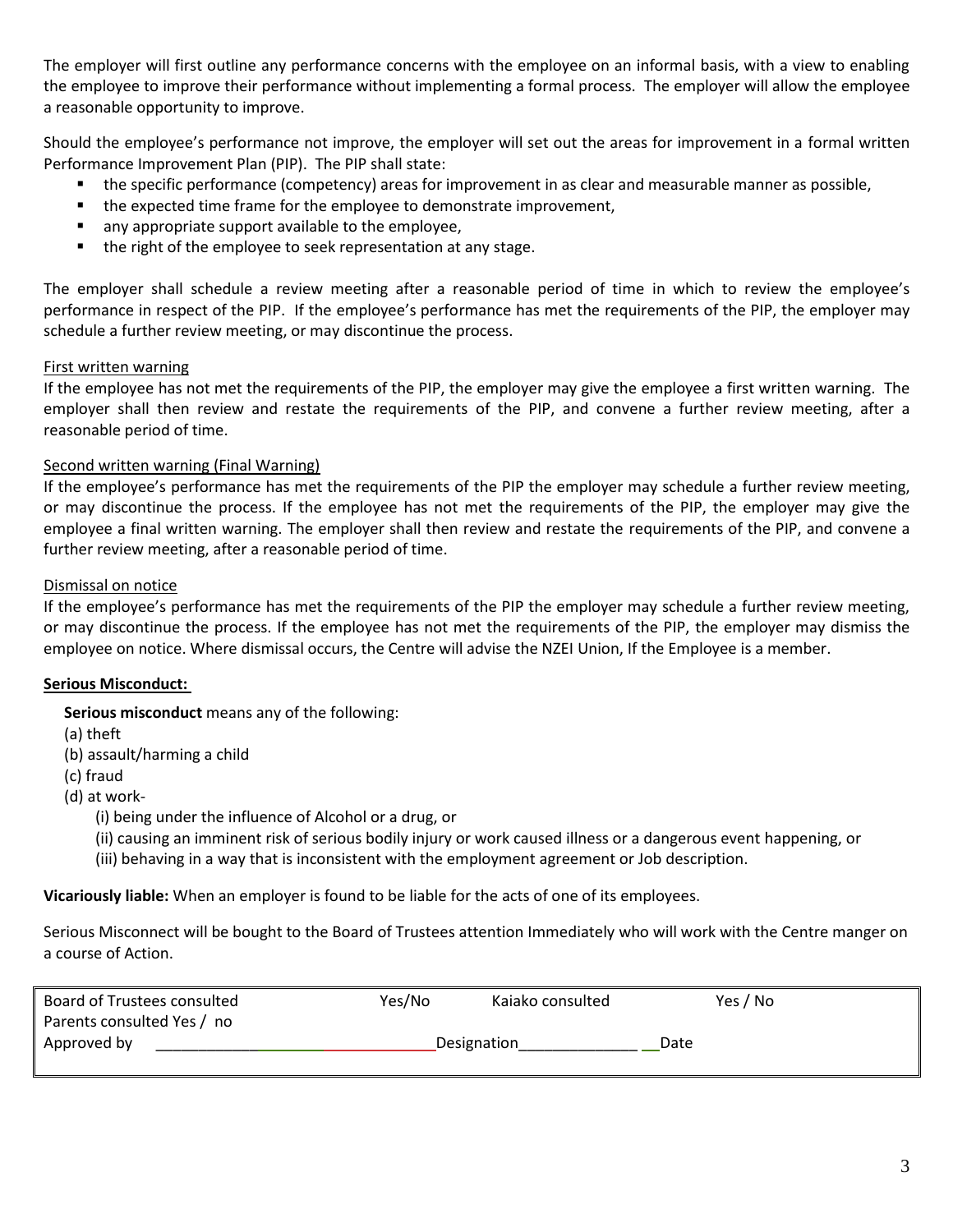The employer will first outline any performance concerns with the employee on an informal basis, with a view to enabling the employee to improve their performance without implementing a formal process. The employer will allow the employee a reasonable opportunity to improve.

Should the employee's performance not improve, the employer will set out the areas for improvement in a formal written Performance Improvement Plan (PIP). The PIP shall state:

- the specific performance (competency) areas for improvement in as clear and measurable manner as possible,
- the expected time frame for the employee to demonstrate improvement,
- any appropriate support available to the employee,
- the right of the employee to seek representation at any stage.

The employer shall schedule a review meeting after a reasonable period of time in which to review the employee's performance in respect of the PIP. If the employee's performance has met the requirements of the PIP, the employer may schedule a further review meeting, or may discontinue the process.

<u>First written warning</u>

If the employee has not met the requirements of the PIP, the employer may give the employee a first written warning. The employer shall then review and restate the requirements of the PIP, and convene a further review meeting, after a reasonable period of time.

<u>Second written warning (Final Warning)</u>

If the employee's performance has met the requirements of the PIP the employer may schedule a further review meeting, or may discontinue the process. If the employee has not met the requirements of the PIP, the employer may give the employee a final written warning. The employer shall then review and restate the requirements of the PIP, and convene a further review meeting, after a reasonable period of time.

<u>Dismissal on notice</u>

If the employee's performance has met the requirements of the PIP the employer may schedule a further review meeting, or may discontinue the process. If the employee has not met the requirements of the PIP, the employer may dismiss the employee on notice. Where dismissal occurs, the Centre will advise the NZEI Union, If the Employee is a member.

**<u>Serious Misconduct:</u>**

**Serious misconduct** means any of the following:

(a) theft
(b) assault/harming a child
(c) fraud
(d) at work-
  (i) being under the influence of Alcohol or a drug, or
  (ii) causing an imminent risk of serious bodily injury or work caused illness or a dangerous event happening, or
  (iii) behaving in a way that is inconsistent with the employment agreement or Job description.

**Vicariously liable:** When an employer is found to be liable for the acts of one of its employees.

Serious Misconnect will be bought to the Board of Trustees attention Immediately who will work with the Centre manger on a course of Action.

| | | | |
|---|---|---|---|
| Board of Trustees consulted | Yes/No | Kaiako consulted | Yes / No |
| Parents consulted Yes / no | | | |
| Approved by ______________________________ | Designation______________ | __Date | |